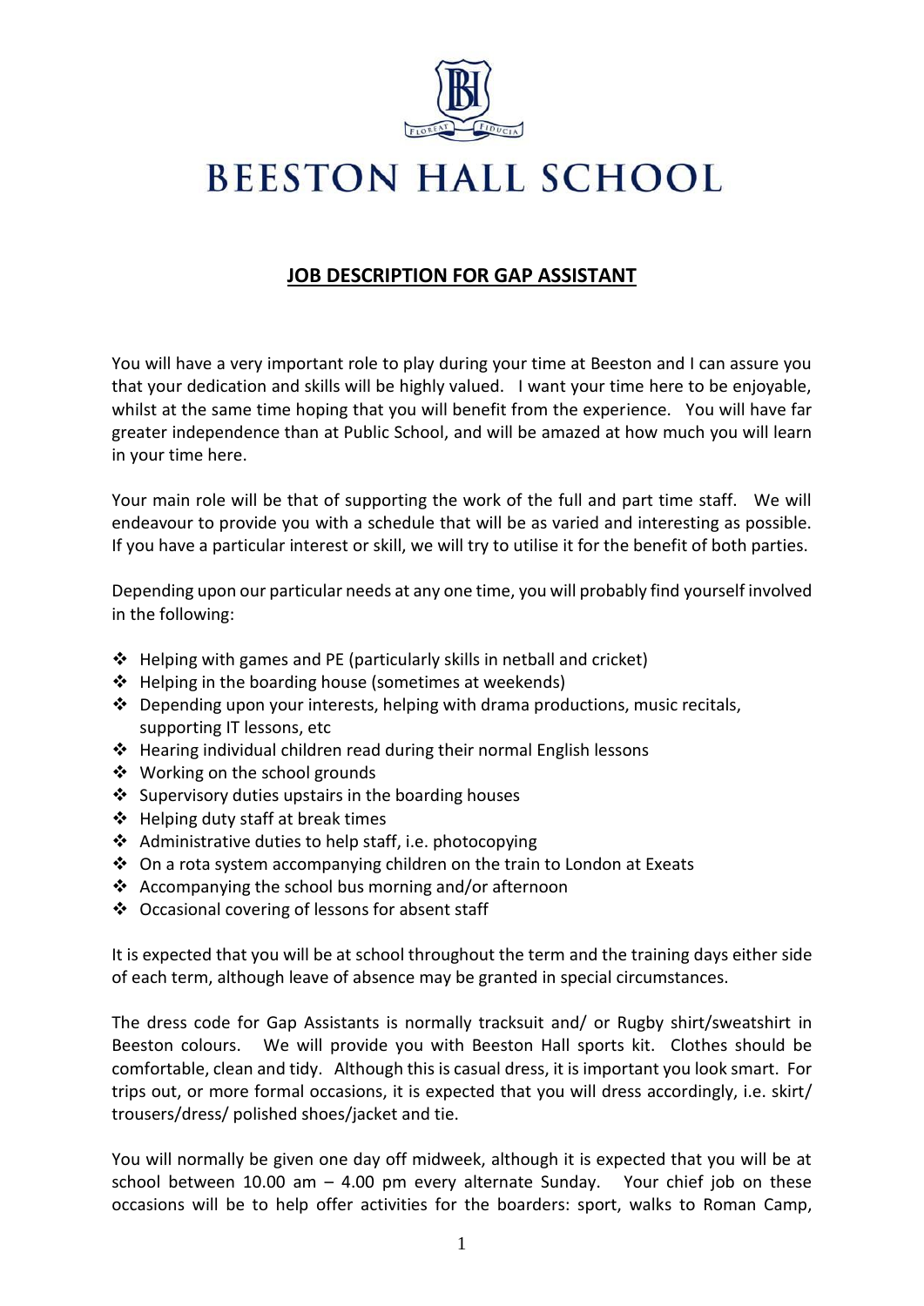# BEESTON HALL SCHOOL

## JOB DESCRIPTION FOR GAP ASSISTANT

You will have a very important role to play during your time at Beeston and I can assure you that your dedication and skills will be highly valued. I want your time here to be enjoyable, whilst at the same time hoping that you will benefit from the experience. You will have far greater independence than at Public School, and will be amazed at how much you will learn in your time here.

Your main role will be that of supporting the work of the full and part time staff. We will endeavour to provide you with a schedule that will be as varied and interesting as possible. If you have a particular interest or skill, we will try to utilise it for the benefit of both parties.

Depending upon our particular needs at any one time, you will probably find yourself involved in the following:

- Helping with games and PE (particularly skills in netball and cricket)
- Helping in the boarding house (sometimes at weekends)
- Depending upon your interests, helping with drama productions, music recitals, supporting IT lessons, etc
- Hearing individual children read during their normal English lessons
- Working on the school grounds
- Supervisory duties upstairs in the boarding houses
- Helping duty staff at break times
- Administrative duties to help staff, i.e. photocopying
- On a rota system accompanying children on the train to London at Exeats
- Accompanying the school bus morning and/or afternoon
- Occasional covering of lessons for absent staff

It is expected that you will be at school throughout the term and the training days either side of each term, although leave of absence may be granted in special circumstances.

The dress code for Gap Assistants is normally tracksuit and/ or Rugby shirt/sweatshirt in Beeston colours. We will provide you with Beeston Hall sports kit. Clothes should be comfortable, clean and tidy. Although this is casual dress, it is important you look smart. For trips out, or more formal occasions, it is expected that you will dress accordingly, i.e. skirt/ trousers/dress/ polished shoes/jacket and tie.

You will normally be given one day off midweek, although it is expected that you will be at school between 10.00 am – 4.00 pm every alternate Sunday. Your chief job on these occasions will be to help offer activities for the boarders: sport, walks to Roman Camp,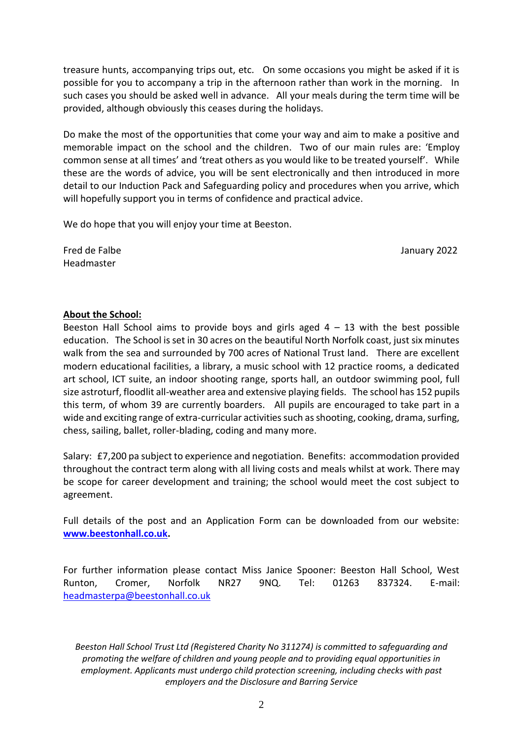treasure hunts, accompanying trips out, etc. On some occasions you might be asked if it is possible for you to accompany a trip in the afternoon rather than work in the morning. In such cases you should be asked well in advance. All your meals during the term time will be provided, although obviously this ceases during the holidays.

Do make the most of the opportunities that come your way and aim to make a positive and memorable impact on the school and the children. Two of our main rules are: 'Employ common sense at all times' and 'treat others as you would like to be treated yourself'. While these are the words of advice, you will be sent electronically and then introduced in more detail to our Induction Pack and Safeguarding policy and procedures when you arrive, which will hopefully support you in terms of confidence and practical advice.

We do hope that you will enjoy your time at Beeston.

Fred de Falbe
Headmaster

January 2022

**About the School:**

Beeston Hall School aims to provide boys and girls aged 4 – 13 with the best possible education. The School is set in 30 acres on the beautiful North Norfolk coast, just six minutes walk from the sea and surrounded by 700 acres of National Trust land. There are excellent modern educational facilities, a library, a music school with 12 practice rooms, a dedicated art school, ICT suite, an indoor shooting range, sports hall, an outdoor swimming pool, full size astroturf, floodlit all-weather area and extensive playing fields. The school has 152 pupils this term, of whom 39 are currently boarders. All pupils are encouraged to take part in a wide and exciting range of extra-curricular activities such as shooting, cooking, drama, surfing, chess, sailing, ballet, roller-blading, coding and many more.

Salary: £7,200 pa subject to experience and negotiation. Benefits: accommodation provided throughout the contract term along with all living costs and meals whilst at work. There may be scope for career development and training; the school would meet the cost subject to agreement.

Full details of the post and an Application Form can be downloaded from our website: **www.beestonhall.co.uk.**

For further information please contact Miss Janice Spooner: Beeston Hall School, West Runton, Cromer, Norfolk NR27 9NQ. Tel: 01263 837324. E-mail: headmasterpa@beestonhall.co.uk

*Beeston Hall School Trust Ltd (Registered Charity No 311274) is committed to safeguarding and promoting the welfare of children and young people and to providing equal opportunities in employment. Applicants must undergo child protection screening, including checks with past employers and the Disclosure and Barring Service*